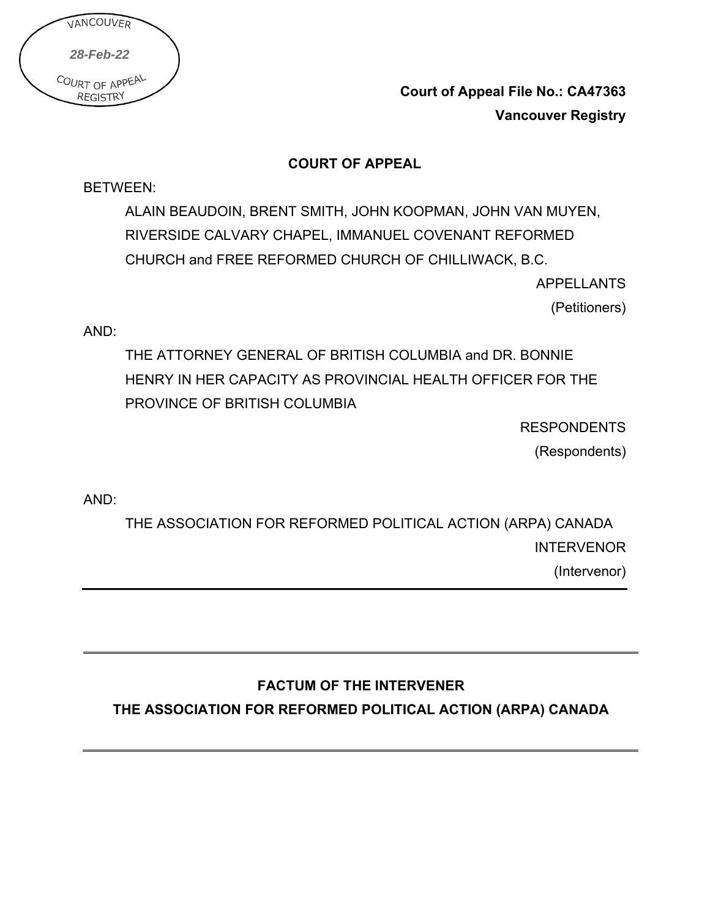VANCOUVER

*28-Feb-22*

COURT OF APPEAL REGISTRY

**Court of Appeal File No.: CA47363**

**Vancouver Registry**

**COURT OF APPEAL**

BETWEEN:

ALAIN BEAUDOIN, BRENT SMITH, JOHN KOOPMAN, JOHN VAN MUYEN, RIVERSIDE CALVARY CHAPEL, IMMANUEL COVENANT REFORMED CHURCH and FREE REFORMED CHURCH OF CHILLIWACK, B.C.

APPELLANTS
(Petitioners)

AND:

THE ATTORNEY GENERAL OF BRITISH COLUMBIA and DR. BONNIE HENRY IN HER CAPACITY AS PROVINCIAL HEALTH OFFICER FOR THE PROVINCE OF BRITISH COLUMBIA

RESPONDENTS
(Respondents)

AND:

THE ASSOCIATION FOR REFORMED POLITICAL ACTION (ARPA) CANADA

INTERVENOR
(Intervenor)

---

**FACTUM OF THE INTERVENER**

**THE ASSOCIATION FOR REFORMED POLITICAL ACTION (ARPA) CANADA**

---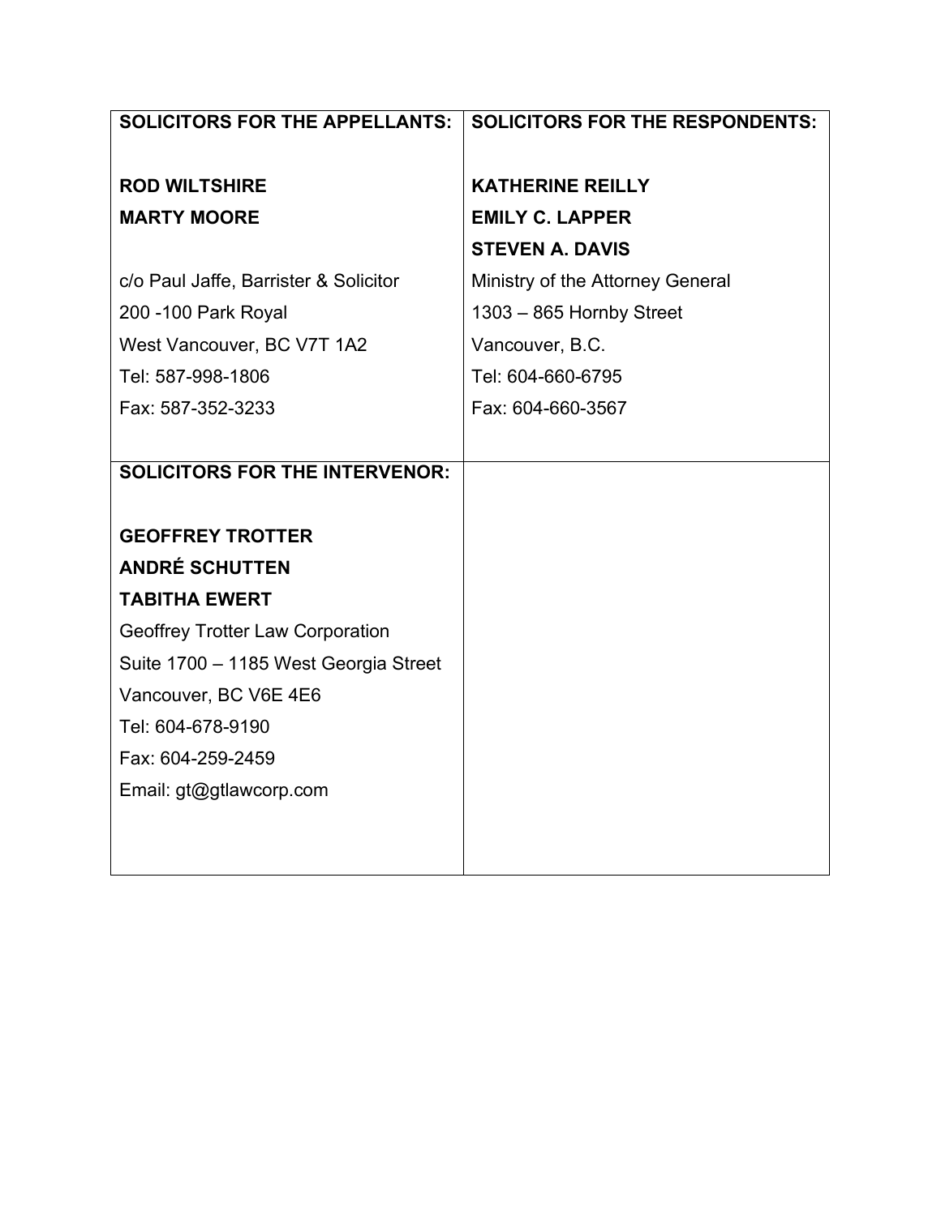| **SOLICITORS FOR THE APPELLANTS:** | **SOLICITORS FOR THE RESPONDENTS:** |
|---|---|
| **ROD WILTSHIRE**<br>**MARTY MOORE**<br><br>c/o Paul Jaffe, Barrister & Solicitor<br>200 -100 Park Royal<br>West Vancouver, BC V7T 1A2<br>Tel: 587-998-1806<br>Fax: 587-352-3233 | **KATHERINE REILLY**<br>**EMILY C. LAPPER**<br>**STEVEN A. DAVIS**<br>Ministry of the Attorney General<br>1303 – 865 Hornby Street<br>Vancouver, B.C.<br>Tel: 604-660-6795<br>Fax: 604-660-3567 |
| **SOLICITORS FOR THE INTERVENOR:** | |
| **GEOFFREY TROTTER**<br>**ANDRÉ SCHUTTEN**<br>**TABITHA EWERT**<br>Geoffrey Trotter Law Corporation<br>Suite 1700 – 1185 West Georgia Street<br>Vancouver, BC V6E 4E6<br>Tel: 604-678-9190<br>Fax: 604-259-2459<br>Email: gt@gtlawcorp.com | |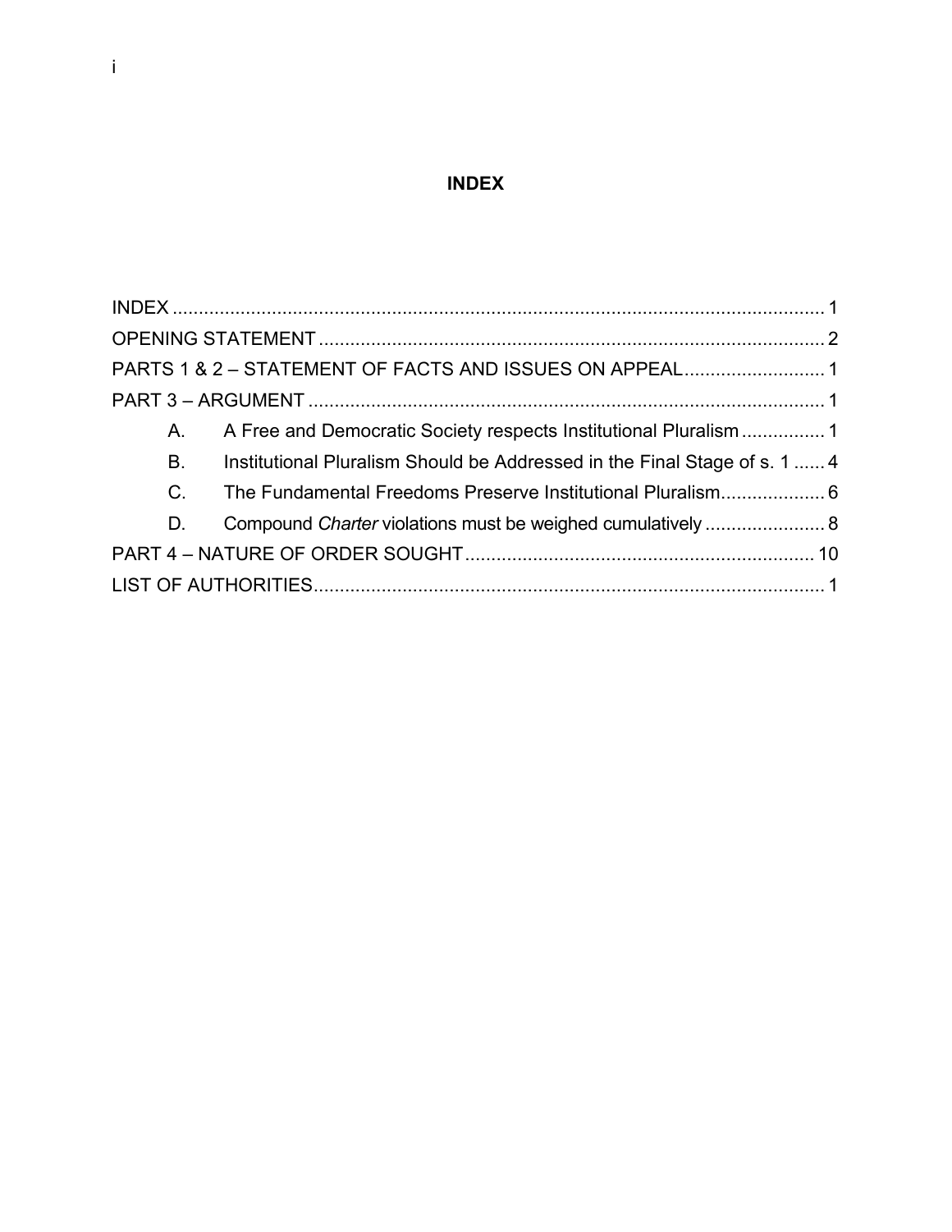# INDEX

INDEX ............................................................................................................... 1
OPENING STATEMENT .................................................................................. 2
PARTS 1 & 2 – STATEMENT OF FACTS AND ISSUES ON APPEAL ........................... 1
PART 3 – ARGUMENT ..................................................................................... 1
  A. A Free and Democratic Society respects Institutional Pluralism ................ 1
  B. Institutional Pluralism Should be Addressed in the Final Stage of s. 1 ...... 4
  C. The Fundamental Freedoms Preserve Institutional Pluralism.................... 6
  D. Compound *Charter* violations must be weighed cumulatively ....................... 8
PART 4 – NATURE OF ORDER SOUGHT ................................................................... 10
LIST OF AUTHORITIES.................................................................................. 1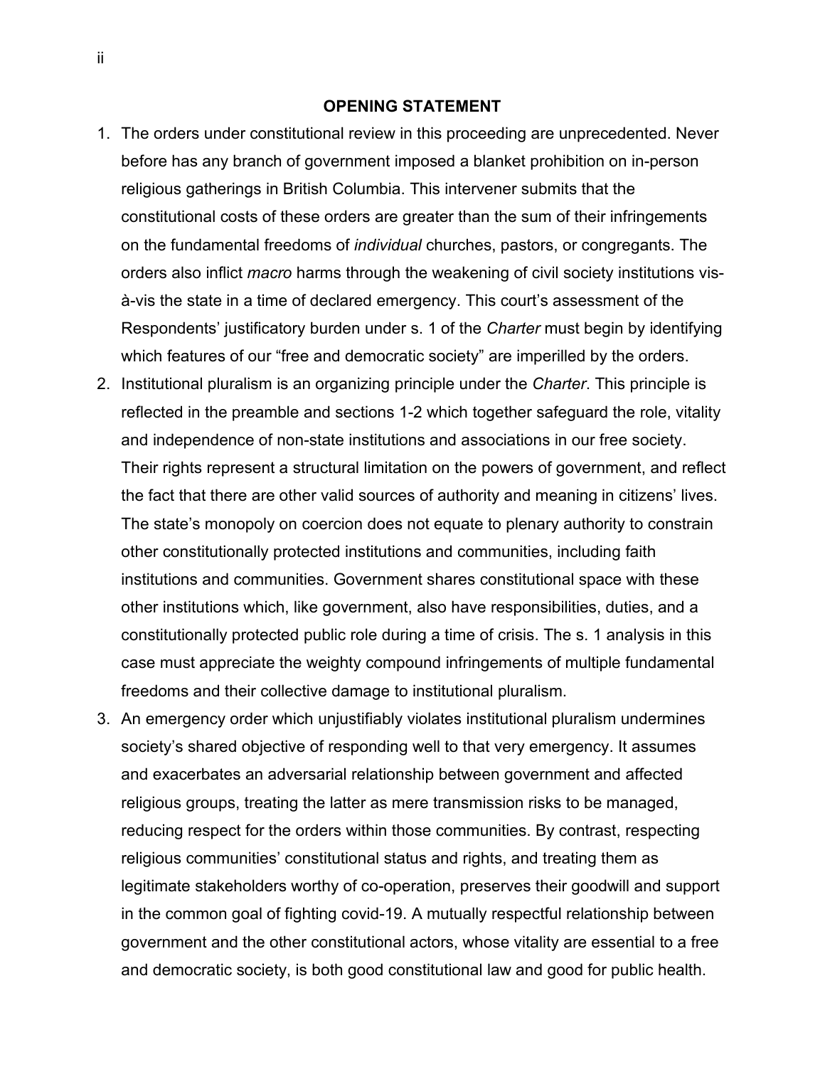## OPENING STATEMENT

1. The orders under constitutional review in this proceeding are unprecedented. Never before has any branch of government imposed a blanket prohibition on in-person religious gatherings in British Columbia. This intervener submits that the constitutional costs of these orders are greater than the sum of their infringements on the fundamental freedoms of *individual* churches, pastors, or congregants. The orders also inflict *macro* harms through the weakening of civil society institutions vis-à-vis the state in a time of declared emergency. This court's assessment of the Respondents' justificatory burden under s. 1 of the *Charter* must begin by identifying which features of our "free and democratic society" are imperilled by the orders.
2. Institutional pluralism is an organizing principle under the *Charter*. This principle is reflected in the preamble and sections 1-2 which together safeguard the role, vitality and independence of non-state institutions and associations in our free society. Their rights represent a structural limitation on the powers of government, and reflect the fact that there are other valid sources of authority and meaning in citizens' lives. The state's monopoly on coercion does not equate to plenary authority to constrain other constitutionally protected institutions and communities, including faith institutions and communities. Government shares constitutional space with these other institutions which, like government, also have responsibilities, duties, and a constitutionally protected public role during a time of crisis. The s. 1 analysis in this case must appreciate the weighty compound infringements of multiple fundamental freedoms and their collective damage to institutional pluralism.
3. An emergency order which unjustifiably violates institutional pluralism undermines society's shared objective of responding well to that very emergency. It assumes and exacerbates an adversarial relationship between government and affected religious groups, treating the latter as mere transmission risks to be managed, reducing respect for the orders within those communities. By contrast, respecting religious communities' constitutional status and rights, and treating them as legitimate stakeholders worthy of co-operation, preserves their goodwill and support in the common goal of fighting covid-19. A mutually respectful relationship between government and the other constitutional actors, whose vitality are essential to a free and democratic society, is both good constitutional law and good for public health.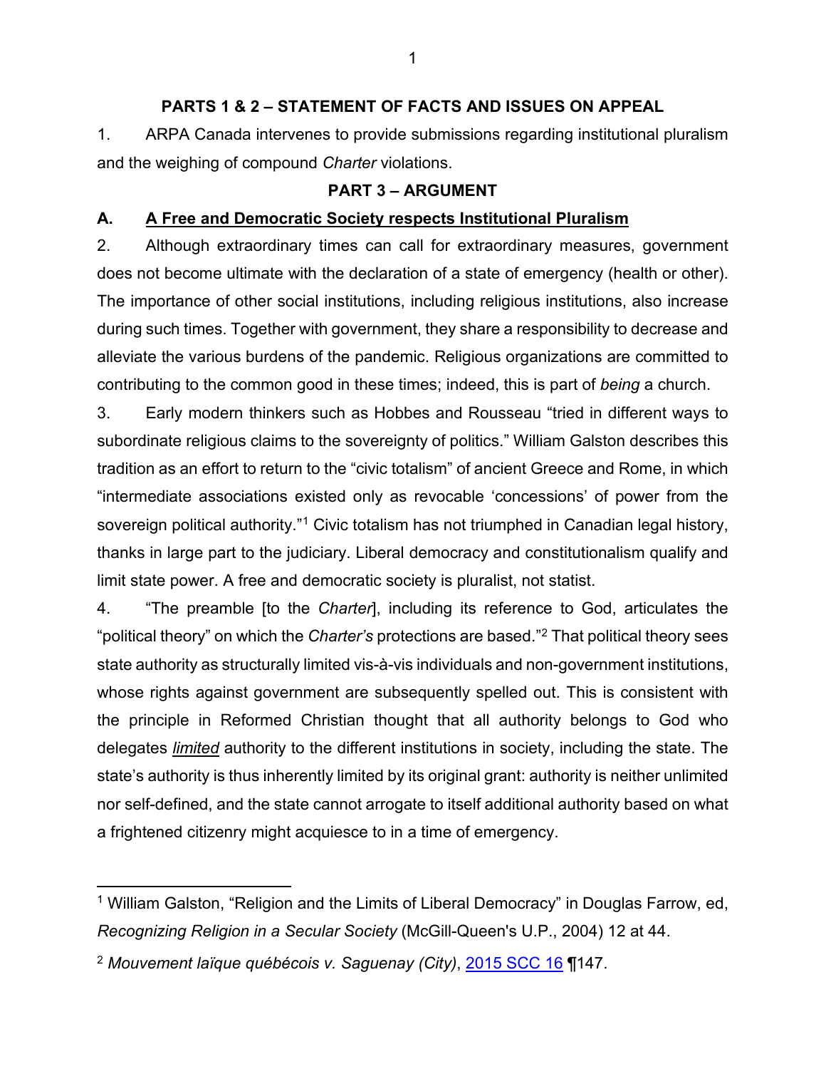## PARTS 1 & 2 – STATEMENT OF FACTS AND ISSUES ON APPEAL

1. ARPA Canada intervenes to provide submissions regarding institutional pluralism and the weighing of compound *Charter* violations.

## PART 3 – ARGUMENT

### A. <u>A Free and Democratic Society respects Institutional Pluralism</u>

2. Although extraordinary times can call for extraordinary measures, government does not become ultimate with the declaration of a state of emergency (health or other). The importance of other social institutions, including religious institutions, also increase during such times. Together with government, they share a responsibility to decrease and alleviate the various burdens of the pandemic. Religious organizations are committed to contributing to the common good in these times; indeed, this is part of *being* a church.

3. Early modern thinkers such as Hobbes and Rousseau "tried in different ways to subordinate religious claims to the sovereignty of politics." William Galston describes this tradition as an effort to return to the "civic totalism" of ancient Greece and Rome, in which "intermediate associations existed only as revocable 'concessions' of power from the sovereign political authority."[1] Civic totalism has not triumphed in Canadian legal history, thanks in large part to the judiciary. Liberal democracy and constitutionalism qualify and limit state power. A free and democratic society is pluralist, not statist.

4. "The preamble [to the *Charter*], including its reference to God, articulates the "political theory" on which the *Charter's* protections are based."[2] That political theory sees state authority as structurally limited vis-à-vis individuals and non-government institutions, whose rights against government are subsequently spelled out. This is consistent with the principle in Reformed Christian thought that all authority belongs to God who delegates <u>*limited*</u> authority to the different institutions in society, including the state. The state's authority is thus inherently limited by its original grant: authority is neither unlimited nor self-defined, and the state cannot arrogate to itself additional authority based on what a frightened citizenry might acquiesce to in a time of emergency.

---

[1] William Galston, "Religion and the Limits of Liberal Democracy" in Douglas Farrow, ed, *Recognizing Religion in a Secular Society* (McGill-Queen's U.P., 2004) 12 at 44.

[2] *Mouvement laïque québécois v. Saguenay (City)*, 2015 SCC 16 ¶147.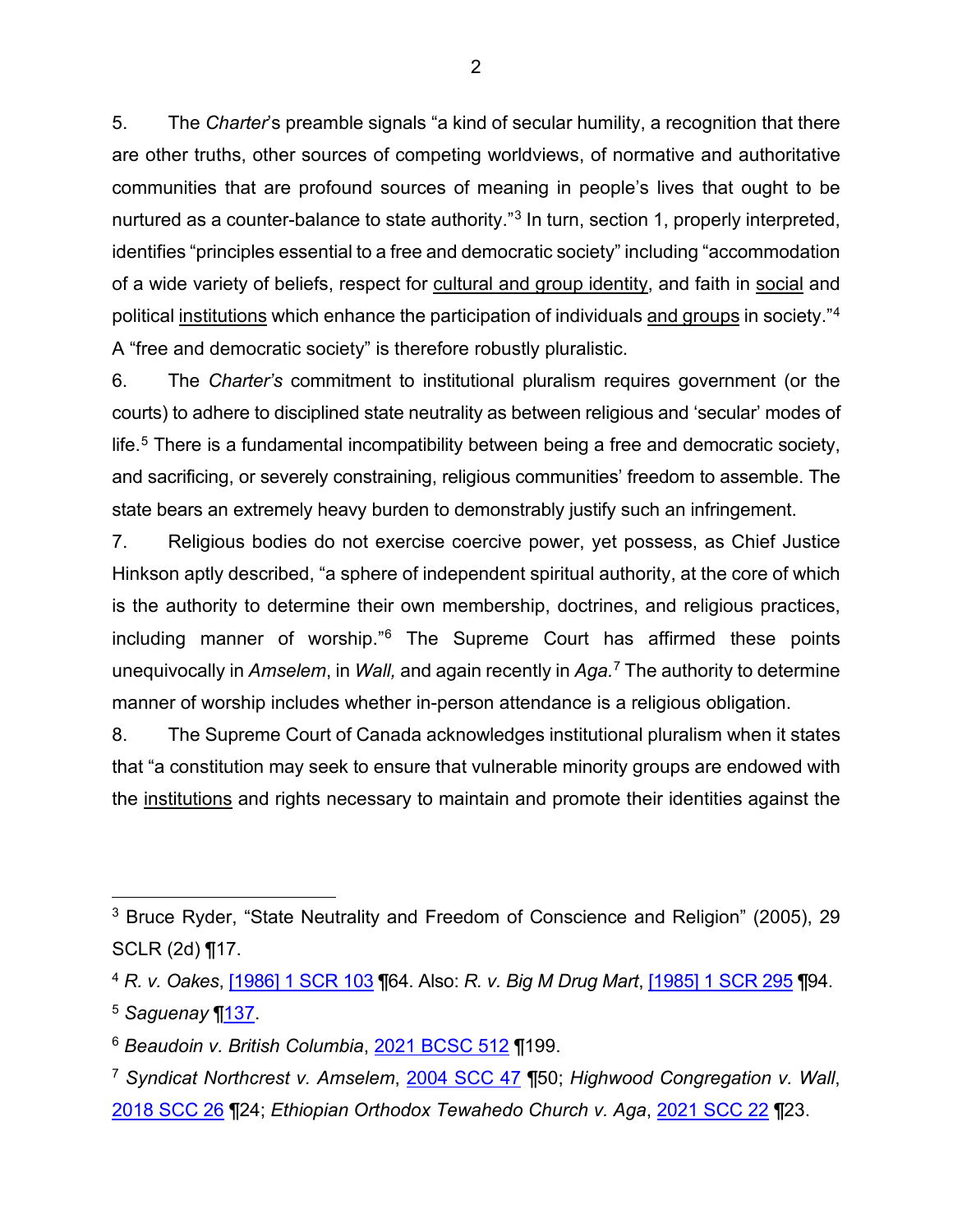5. The *Charter*'s preamble signals "a kind of secular humility, a recognition that there are other truths, other sources of competing worldviews, of normative and authoritative communities that are profound sources of meaning in people's lives that ought to be nurtured as a counter-balance to state authority."[3] In turn, section 1, properly interpreted, identifies "principles essential to a free and democratic society" including "accommodation of a wide variety of beliefs, respect for <u>cultural and group identity</u>, and faith in <u>social</u> and political <u>institutions</u> which enhance the participation of individuals <u>and groups</u> in society."[4] A "free and democratic society" is therefore robustly pluralistic.

6. The *Charter's* commitment to institutional pluralism requires government (or the courts) to adhere to disciplined state neutrality as between religious and 'secular' modes of life.[5] There is a fundamental incompatibility between being a free and democratic society, and sacrificing, or severely constraining, religious communities' freedom to assemble. The state bears an extremely heavy burden to demonstrably justify such an infringement.

7. Religious bodies do not exercise coercive power, yet possess, as Chief Justice Hinkson aptly described, "a sphere of independent spiritual authority, at the core of which is the authority to determine their own membership, doctrines, and religious practices, including manner of worship."[6] The Supreme Court has affirmed these points unequivocally in *Amselem*, in *Wall,* and again recently in *Aga.*[7] The authority to determine manner of worship includes whether in-person attendance is a religious obligation.

8. The Supreme Court of Canada acknowledges institutional pluralism when it states that "a constitution may seek to ensure that vulnerable minority groups are endowed with the <u>institutions</u> and rights necessary to maintain and promote their identities against the

---

[3] Bruce Ryder, "State Neutrality and Freedom of Conscience and Religion" (2005), 29 SCLR (2d) ¶17.

[4] *R. v. Oakes*, [1986] 1 SCR 103 ¶64. Also: *R. v. Big M Drug Mart*, [1985] 1 SCR 295 ¶94.

[5] *Saguenay* ¶137.

[6] *Beaudoin v. British Columbia*, 2021 BCSC 512 ¶199.

[7] *Syndicat Northcrest v. Amselem*, 2004 SCC 47 ¶50; *Highwood Congregation v. Wall*, 2018 SCC 26 ¶24; *Ethiopian Orthodox Tewahedo Church v. Aga*, 2021 SCC 22 ¶23.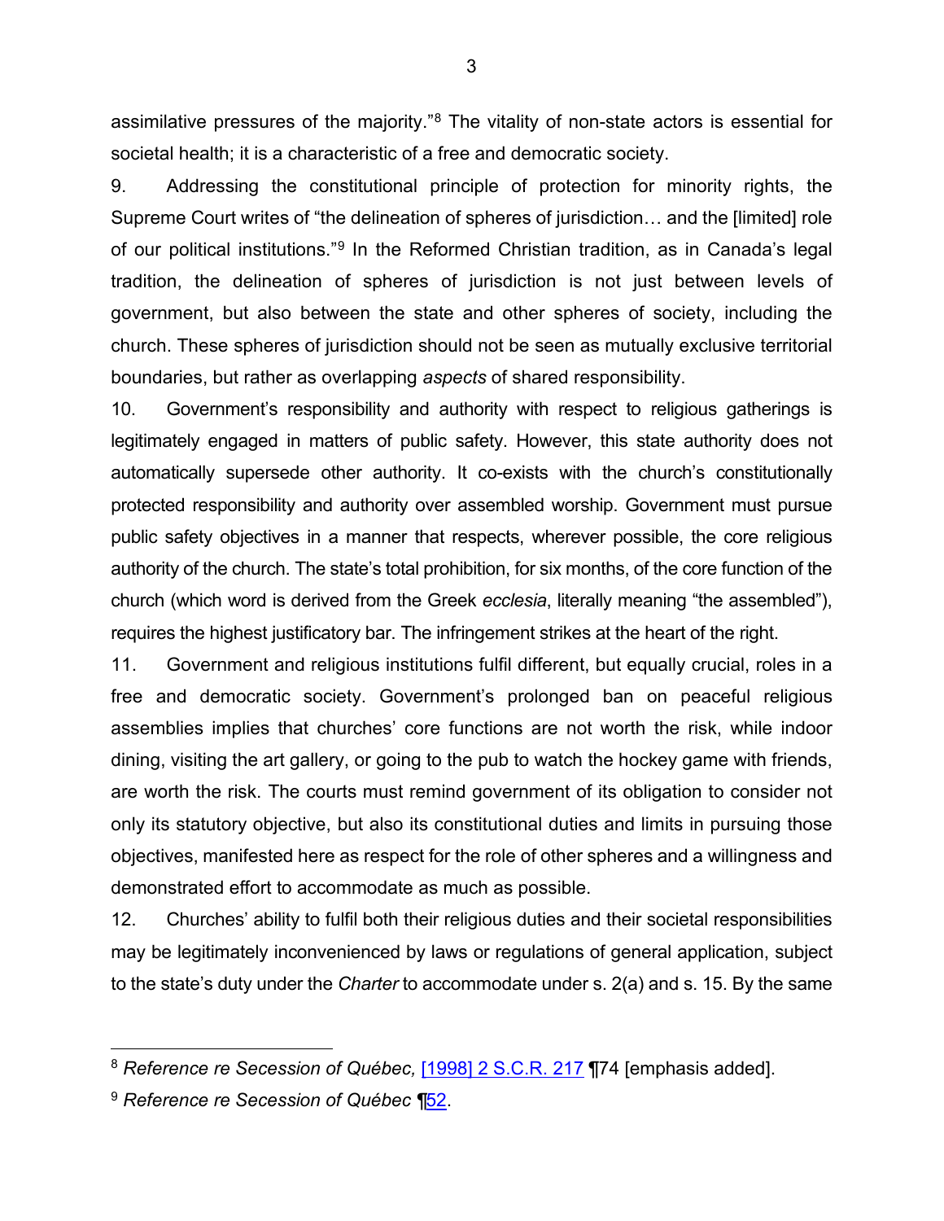assimilative pressures of the majority."[8] The vitality of non-state actors is essential for societal health; it is a characteristic of a free and democratic society.

9. Addressing the constitutional principle of protection for minority rights, the Supreme Court writes of "the delineation of spheres of jurisdiction… and the [limited] role of our political institutions."[9] In the Reformed Christian tradition, as in Canada's legal tradition, the delineation of spheres of jurisdiction is not just between levels of government, but also between the state and other spheres of society, including the church. These spheres of jurisdiction should not be seen as mutually exclusive territorial boundaries, but rather as overlapping *aspects* of shared responsibility.

10. Government's responsibility and authority with respect to religious gatherings is legitimately engaged in matters of public safety. However, this state authority does not automatically supersede other authority. It co-exists with the church's constitutionally protected responsibility and authority over assembled worship. Government must pursue public safety objectives in a manner that respects, wherever possible, the core religious authority of the church. The state's total prohibition, for six months, of the core function of the church (which word is derived from the Greek *ecclesia*, literally meaning "the assembled"), requires the highest justificatory bar. The infringement strikes at the heart of the right.

11. Government and religious institutions fulfil different, but equally crucial, roles in a free and democratic society. Government's prolonged ban on peaceful religious assemblies implies that churches' core functions are not worth the risk, while indoor dining, visiting the art gallery, or going to the pub to watch the hockey game with friends, are worth the risk. The courts must remind government of its obligation to consider not only its statutory objective, but also its constitutional duties and limits in pursuing those objectives, manifested here as respect for the role of other spheres and a willingness and demonstrated effort to accommodate as much as possible.

12. Churches' ability to fulfil both their religious duties and their societal responsibilities may be legitimately inconvenienced by laws or regulations of general application, subject to the state's duty under the *Charter* to accommodate under s. 2(a) and s. 15. By the same

---

[8] *Reference re Secession of Québec,* [1998] 2 S.C.R. 217 ¶74 [emphasis added].

[9] *Reference re Secession of Québec* ¶52.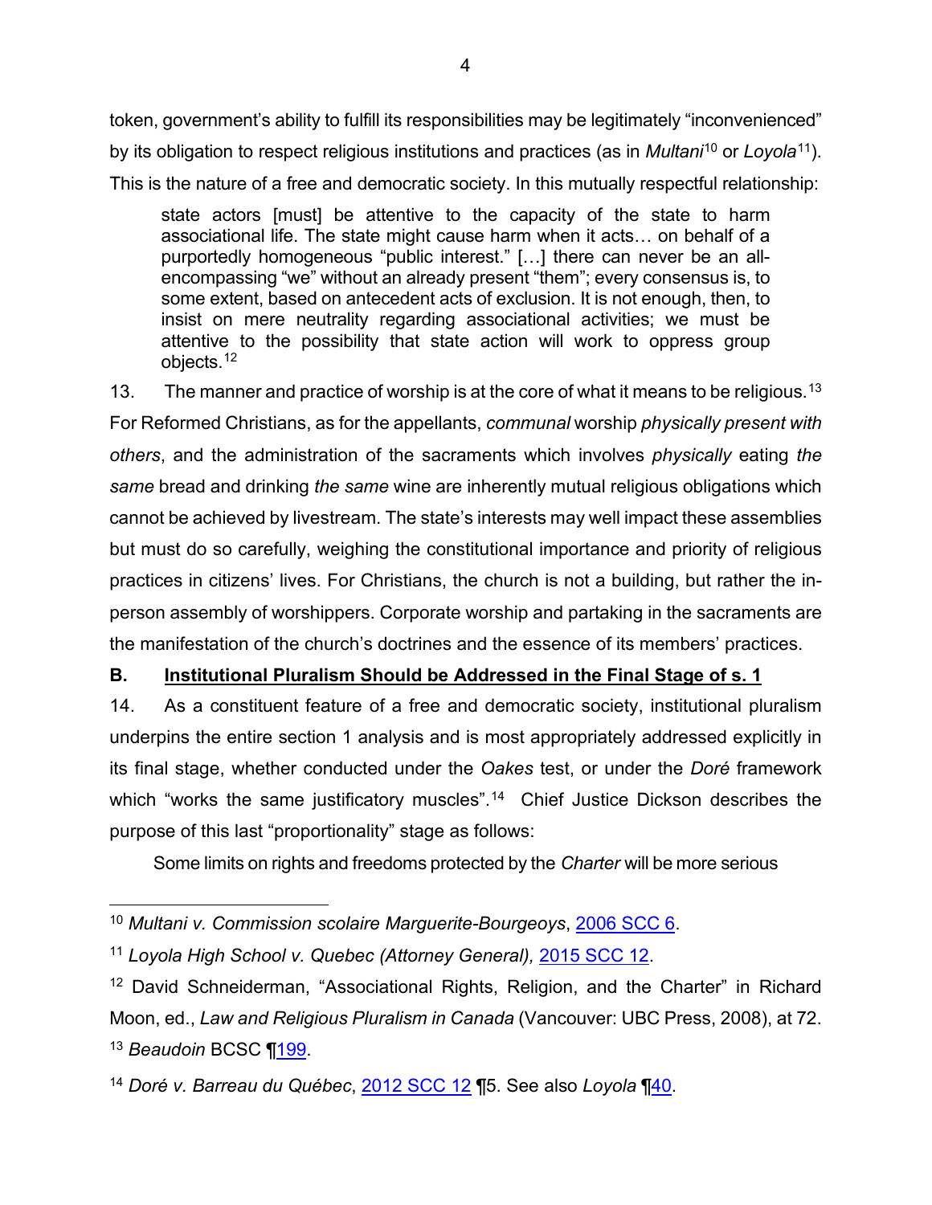token, government's ability to fulfill its responsibilities may be legitimately "inconvenienced" by its obligation to respect religious institutions and practices (as in *Multani*[10] or *Loyola*[11]). This is the nature of a free and democratic society. In this mutually respectful relationship:

> state actors [must] be attentive to the capacity of the state to harm associational life. The state might cause harm when it acts… on behalf of a purportedly homogeneous "public interest." […] there can never be an all-encompassing "we" without an already present "them"; every consensus is, to some extent, based on antecedent acts of exclusion. It is not enough, then, to insist on mere neutrality regarding associational activities; we must be attentive to the possibility that state action will work to oppress group objects.[12]

13. The manner and practice of worship is at the core of what it means to be religious.[13] For Reformed Christians, as for the appellants, *communal* worship *physically present with others*, and the administration of the sacraments which involves *physically* eating *the same* bread and drinking *the same* wine are inherently mutual religious obligations which cannot be achieved by livestream. The state's interests may well impact these assemblies but must do so carefully, weighing the constitutional importance and priority of religious practices in citizens' lives. For Christians, the church is not a building, but rather the in-person assembly of worshippers. Corporate worship and partaking in the sacraments are the manifestation of the church's doctrines and the essence of its members' practices.

**B. <u>Institutional Pluralism Should be Addressed in the Final Stage of s. 1</u>**

14. As a constituent feature of a free and democratic society, institutional pluralism underpins the entire section 1 analysis and is most appropriately addressed explicitly in its final stage, whether conducted under the *Oakes* test, or under the *Doré* framework which "works the same justificatory muscles".[14] Chief Justice Dickson describes the purpose of this last "proportionality" stage as follows:

> Some limits on rights and freedoms protected by the *Charter* will be more serious

---

[10] *Multani v. Commission scolaire Marguerite-Bourgeoys*, 2006 SCC 6.

[11] *Loyola High School v. Quebec (Attorney General),* 2015 SCC 12.

[12] David Schneiderman, "Associational Rights, Religion, and the Charter" in Richard Moon, ed., *Law and Religious Pluralism in Canada* (Vancouver: UBC Press, 2008), at 72.

[13] *Beaudoin* BCSC ¶199.

[14] *Doré v. Barreau du Québec*, 2012 SCC 12 ¶5. See also *Loyola* ¶40.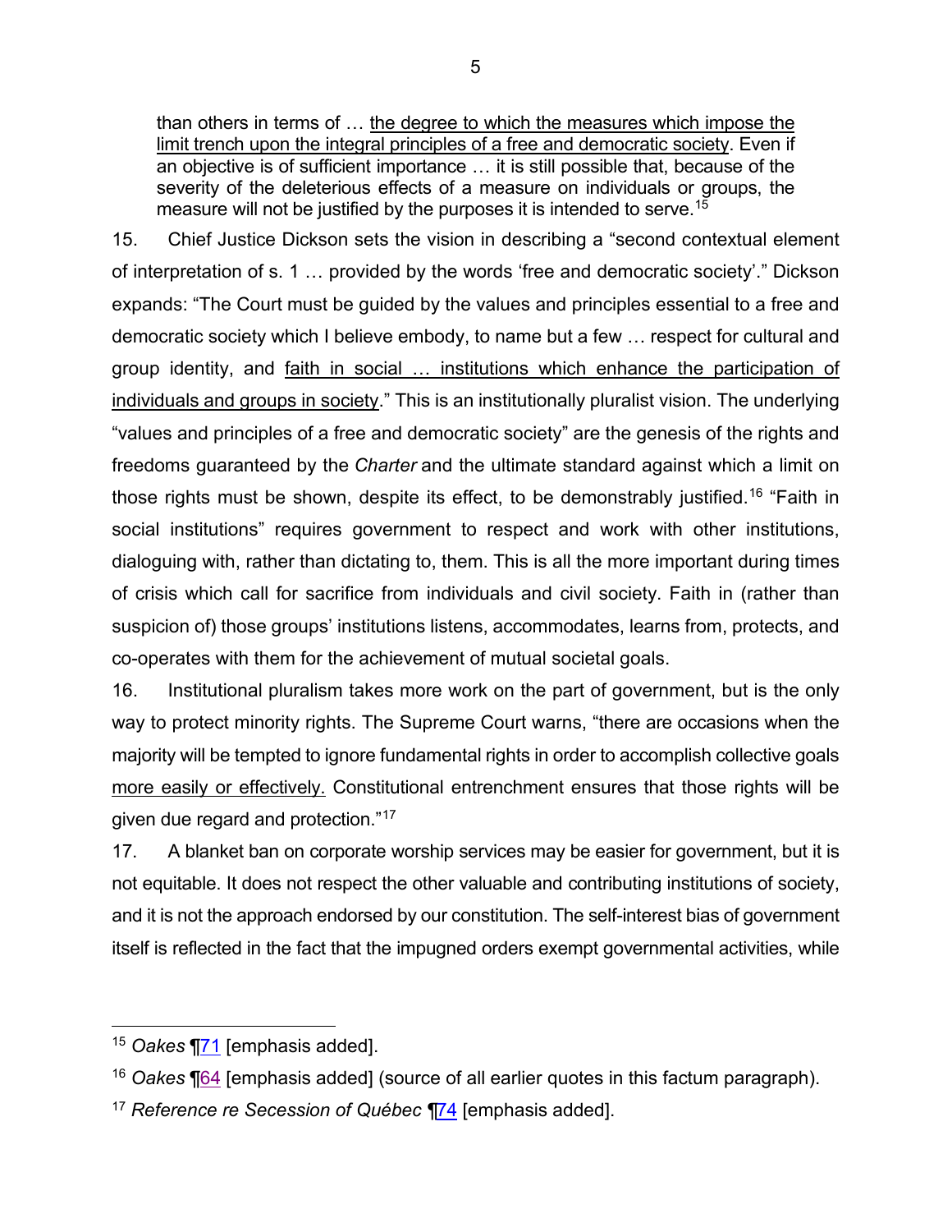> than others in terms of … <u>the degree to which the measures which impose the limit trench upon the integral principles of a free and democratic society</u>. Even if an objective is of sufficient importance … it is still possible that, because of the severity of the deleterious effects of a measure on individuals or groups, the measure will not be justified by the purposes it is intended to serve.[15]

15. Chief Justice Dickson sets the vision in describing a “second contextual element of interpretation of s. 1 … provided by the words ‘free and democratic society’.” Dickson expands: “The Court must be guided by the values and principles essential to a free and democratic society which I believe embody, to name but a few … respect for cultural and group identity, and <u>faith in social … institutions which enhance the participation of individuals and groups in society</u>.” This is an institutionally pluralist vision. The underlying “values and principles of a free and democratic society” are the genesis of the rights and freedoms guaranteed by the *Charter* and the ultimate standard against which a limit on those rights must be shown, despite its effect, to be demonstrably justified.[16] “Faith in social institutions” requires government to respect and work with other institutions, dialoguing with, rather than dictating to, them. This is all the more important during times of crisis which call for sacrifice from individuals and civil society. Faith in (rather than suspicion of) those groups’ institutions listens, accommodates, learns from, protects, and co-operates with them for the achievement of mutual societal goals.

16. Institutional pluralism takes more work on the part of government, but is the only way to protect minority rights. The Supreme Court warns, “there are occasions when the majority will be tempted to ignore fundamental rights in order to accomplish collective goals <u>more easily or effectively.</u> Constitutional entrenchment ensures that those rights will be given due regard and protection.”[17]

17. A blanket ban on corporate worship services may be easier for government, but it is not equitable. It does not respect the other valuable and contributing institutions of society, and it is not the approach endorsed by our constitution. The self-interest bias of government itself is reflected in the fact that the impugned orders exempt governmental activities, while

---

[15] *Oakes* ¶71 [emphasis added].

[16] *Oakes* ¶64 [emphasis added] (source of all earlier quotes in this factum paragraph).

[17] *Reference re Secession of Québec* ¶74 [emphasis added].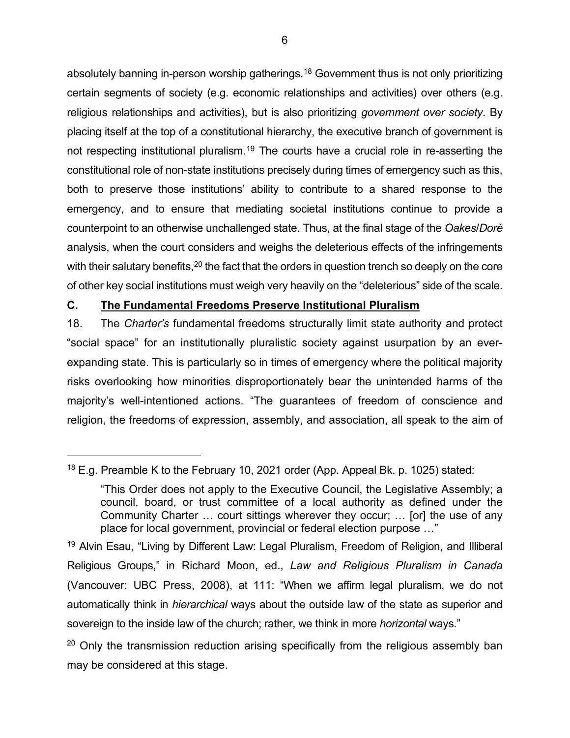absolutely banning in-person worship gatherings.[18] Government thus is not only prioritizing certain segments of society (e.g. economic relationships and activities) over others (e.g. religious relationships and activities), but is also prioritizing *government over society*. By placing itself at the top of a constitutional hierarchy, the executive branch of government is not respecting institutional pluralism.[19] The courts have a crucial role in re-asserting the constitutional role of non-state institutions precisely during times of emergency such as this, both to preserve those institutions' ability to contribute to a shared response to the emergency, and to ensure that mediating societal institutions continue to provide a counterpoint to an otherwise unchallenged state. Thus, at the final stage of the *Oakes*/*Doré* analysis, when the court considers and weighs the deleterious effects of the infringements with their salutary benefits,[20] the fact that the orders in question trench so deeply on the core of other key social institutions must weigh very heavily on the "deleterious" side of the scale.

## C. <u>The Fundamental Freedoms Preserve Institutional Pluralism</u>

18. The *Charter's* fundamental freedoms structurally limit state authority and protect "social space" for an institutionally pluralistic society against usurpation by an ever-expanding state. This is particularly so in times of emergency where the political majority risks overlooking how minorities disproportionately bear the unintended harms of the majority's well-intentioned actions. "The guarantees of freedom of conscience and religion, the freedoms of expression, assembly, and association, all speak to the aim of

---

[18] E.g. Preamble K to the February 10, 2021 order (App. Appeal Bk. p. 1025) stated:

> "This Order does not apply to the Executive Council, the Legislative Assembly; a council, board, or trust committee of a local authority as defined under the Community Charter … court sittings wherever they occur; … [or] the use of any place for local government, provincial or federal election purpose …"

[19] Alvin Esau, "Living by Different Law: Legal Pluralism, Freedom of Religion, and Illiberal Religious Groups," in Richard Moon, ed., *Law and Religious Pluralism in Canada* (Vancouver: UBC Press, 2008), at 111: "When we affirm legal pluralism, we do not automatically think in *hierarchical* ways about the outside law of the state as superior and sovereign to the inside law of the church; rather, we think in more *horizontal* ways."

[20] Only the transmission reduction arising specifically from the religious assembly ban may be considered at this stage.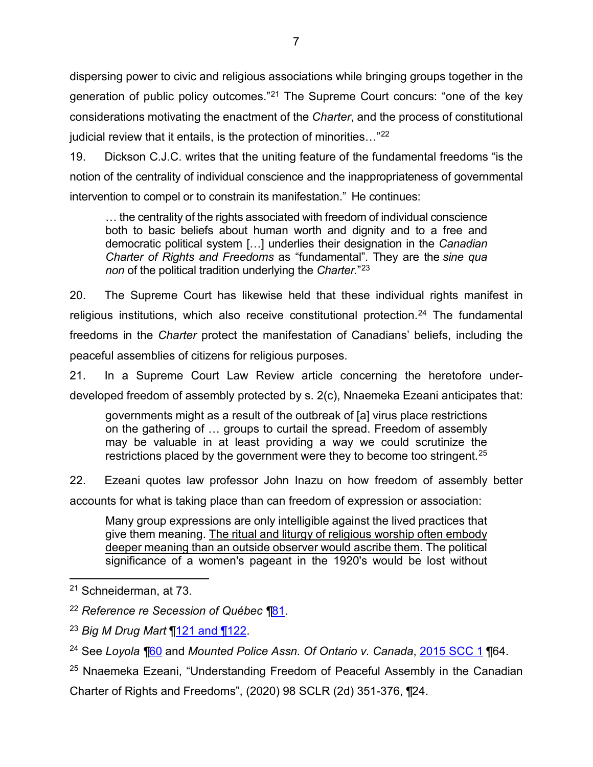dispersing power to civic and religious associations while bringing groups together in the generation of public policy outcomes."[21] The Supreme Court concurs: "one of the key considerations motivating the enactment of the *Charter*, and the process of constitutional judicial review that it entails, is the protection of minorities…"[22]

19. Dickson C.J.C. writes that the uniting feature of the fundamental freedoms "is the notion of the centrality of individual conscience and the inappropriateness of governmental intervention to compel or to constrain its manifestation." He continues:

> … the centrality of the rights associated with freedom of individual conscience both to basic beliefs about human worth and dignity and to a free and democratic political system […] underlies their designation in the *Canadian Charter of Rights and Freedoms* as "fundamental". They are the *sine qua non* of the political tradition underlying the *Charter*."[23]

20. The Supreme Court has likewise held that these individual rights manifest in religious institutions, which also receive constitutional protection.[24] The fundamental freedoms in the *Charter* protect the manifestation of Canadians' beliefs, including the peaceful assemblies of citizens for religious purposes.

21. In a Supreme Court Law Review article concerning the heretofore under-developed freedom of assembly protected by s. 2(c), Nnaemeka Ezeani anticipates that:

> governments might as a result of the outbreak of [a] virus place restrictions on the gathering of … groups to curtail the spread. Freedom of assembly may be valuable in at least providing a way we could scrutinize the restrictions placed by the government were they to become too stringent.[25]

22. Ezeani quotes law professor John Inazu on how freedom of assembly better accounts for what is taking place than can freedom of expression or association:

> Many group expressions are only intelligible against the lived practices that give them meaning. <u>The ritual and liturgy of religious worship often embody deeper meaning than an outside observer would ascribe them</u>. The political significance of a women's pageant in the 1920's would be lost without

---

[21] Schneiderman, at 73.

[22] *Reference re Secession of Québec* ¶81.

[23] *Big M Drug Mart* ¶121 and ¶122.

[24] See *Loyola* ¶60 and *Mounted Police Assn. Of Ontario v. Canada*, 2015 SCC 1 ¶64.

[25] Nnaemeka Ezeani, "Understanding Freedom of Peaceful Assembly in the Canadian Charter of Rights and Freedoms", (2020) 98 SCLR (2d) 351-376, ¶24.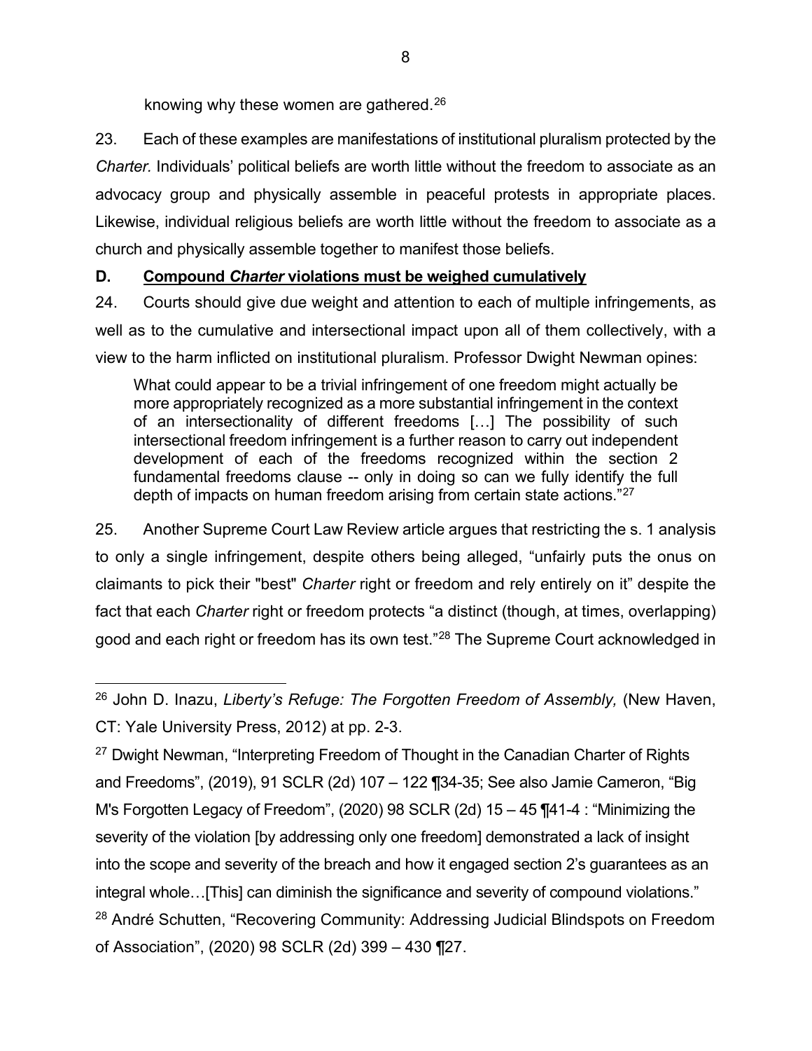knowing why these women are gathered.[26]

23. Each of these examples are manifestations of institutional pluralism protected by the *Charter.* Individuals' political beliefs are worth little without the freedom to associate as an advocacy group and physically assemble in peaceful protests in appropriate places. Likewise, individual religious beliefs are worth little without the freedom to associate as a church and physically assemble together to manifest those beliefs.

**D. Compound *Charter* violations must be weighed cumulatively**

24. Courts should give due weight and attention to each of multiple infringements, as well as to the cumulative and intersectional impact upon all of them collectively, with a view to the harm inflicted on institutional pluralism. Professor Dwight Newman opines:

> What could appear to be a trivial infringement of one freedom might actually be more appropriately recognized as a more substantial infringement in the context of an intersectionality of different freedoms […] The possibility of such intersectional freedom infringement is a further reason to carry out independent development of each of the freedoms recognized within the section 2 fundamental freedoms clause -- only in doing so can we fully identify the full depth of impacts on human freedom arising from certain state actions."[27]

25. Another Supreme Court Law Review article argues that restricting the s. 1 analysis to only a single infringement, despite others being alleged, "unfairly puts the onus on claimants to pick their "best" *Charter* right or freedom and rely entirely on it" despite the fact that each *Charter* right or freedom protects "a distinct (though, at times, overlapping) good and each right or freedom has its own test."[28] The Supreme Court acknowledged in

---

[26] John D. Inazu, *Liberty's Refuge: The Forgotten Freedom of Assembly,* (New Haven, CT: Yale University Press, 2012) at pp. 2-3.

[27] Dwight Newman, "Interpreting Freedom of Thought in the Canadian Charter of Rights and Freedoms", (2019), 91 SCLR (2d) 107 – 122 ¶34-35; See also Jamie Cameron, "Big M's Forgotten Legacy of Freedom", (2020) 98 SCLR (2d) 15 – 45 ¶41-4 : "Minimizing the severity of the violation [by addressing only one freedom] demonstrated a lack of insight into the scope and severity of the breach and how it engaged section 2's guarantees as an integral whole…[This] can diminish the significance and severity of compound violations."

[28] André Schutten, "Recovering Community: Addressing Judicial Blindspots on Freedom of Association", (2020) 98 SCLR (2d) 399 – 430 ¶27.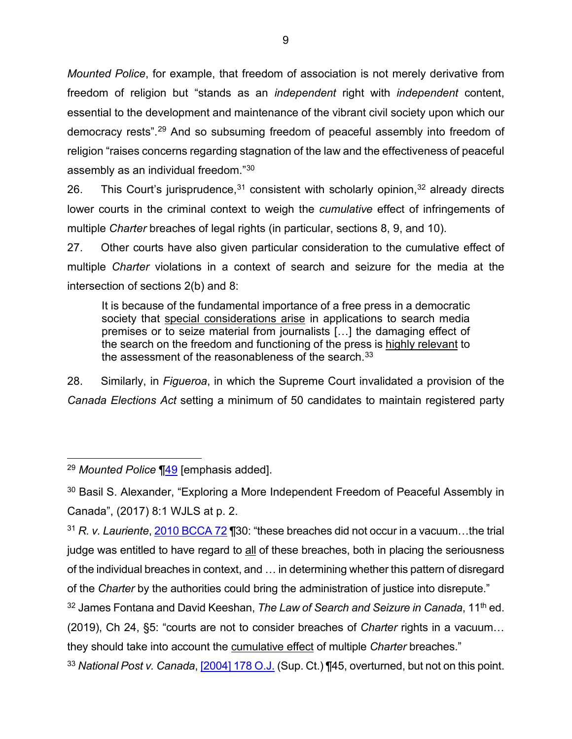*Mounted Police*, for example, that freedom of association is not merely derivative from freedom of religion but "stands as an *independent* right with *independent* content, essential to the development and maintenance of the vibrant civil society upon which our democracy rests".[29] And so subsuming freedom of peaceful assembly into freedom of religion "raises concerns regarding stagnation of the law and the effectiveness of peaceful assembly as an individual freedom."[30]

26. This Court's jurisprudence,[31] consistent with scholarly opinion,[32] already directs lower courts in the criminal context to weigh the *cumulative* effect of infringements of multiple *Charter* breaches of legal rights (in particular, sections 8, 9, and 10).

27. Other courts have also given particular consideration to the cumulative effect of multiple *Charter* violations in a context of search and seizure for the media at the intersection of sections 2(b) and 8:

> It is because of the fundamental importance of a free press in a democratic society that <u>special considerations arise</u> in applications to search media premises or to seize material from journalists […] the damaging effect of the search on the freedom and functioning of the press is <u>highly relevant</u> to the assessment of the reasonableness of the search.[33]

28. Similarly, in *Figueroa*, in which the Supreme Court invalidated a provision of the *Canada Elections Act* setting a minimum of 50 candidates to maintain registered party

---

[29] *Mounted Police* ¶49 [emphasis added].

[30] Basil S. Alexander, "Exploring a More Independent Freedom of Peaceful Assembly in Canada", (2017) 8:1 WJLS at p. 2.

[31] *R. v. Lauriente*, 2010 BCCA 72 ¶30: "these breaches did not occur in a vacuum…the trial judge was entitled to have regard to <u>all</u> of these breaches, both in placing the seriousness of the individual breaches in context, and … in determining whether this pattern of disregard of the *Charter* by the authorities could bring the administration of justice into disrepute."

[32] James Fontana and David Keeshan, *The Law of Search and Seizure in Canada*, 11th ed. (2019), Ch 24, §5: "courts are not to consider breaches of *Charter* rights in a vacuum… they should take into account the <u>cumulative effect</u> of multiple *Charter* breaches."

[33] *National Post v. Canada*, [2004] 178 O.J. (Sup. Ct.) ¶45, overturned, but not on this point.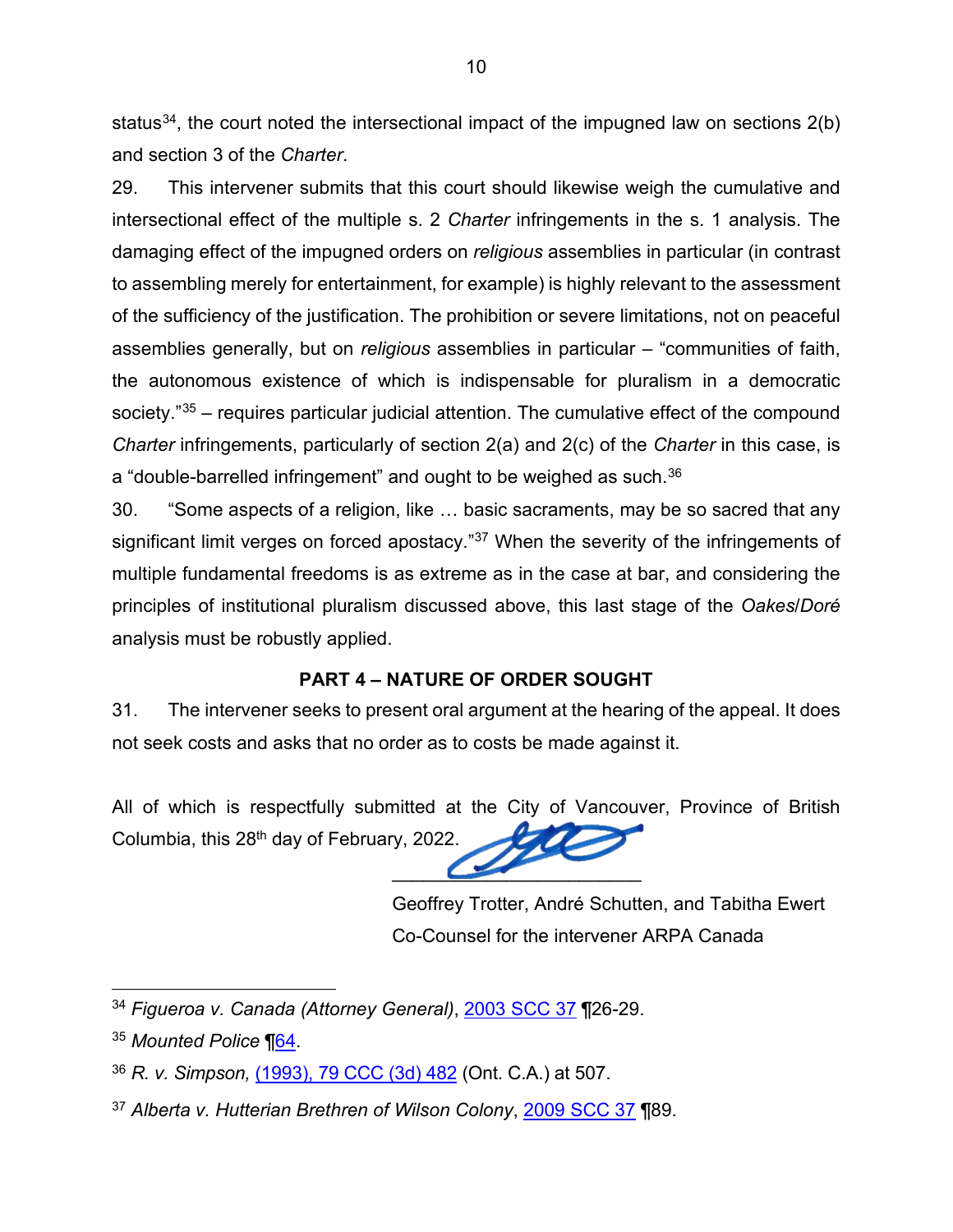status[34], the court noted the intersectional impact of the impugned law on sections 2(b) and section 3 of the *Charter*.

29. This intervener submits that this court should likewise weigh the cumulative and intersectional effect of the multiple s. 2 *Charter* infringements in the s. 1 analysis. The damaging effect of the impugned orders on *religious* assemblies in particular (in contrast to assembling merely for entertainment, for example) is highly relevant to the assessment of the sufficiency of the justification. The prohibition or severe limitations, not on peaceful assemblies generally, but on *religious* assemblies in particular – "communities of faith, the autonomous existence of which is indispensable for pluralism in a democratic society."[35] – requires particular judicial attention. The cumulative effect of the compound *Charter* infringements, particularly of section 2(a) and 2(c) of the *Charter* in this case, is a "double-barrelled infringement" and ought to be weighed as such.[36]

30. "Some aspects of a religion, like … basic sacraments, may be so sacred that any significant limit verges on forced apostacy."[37] When the severity of the infringements of multiple fundamental freedoms is as extreme as in the case at bar, and considering the principles of institutional pluralism discussed above, this last stage of the *Oakes*/*Doré* analysis must be robustly applied.

## PART 4 – NATURE OF ORDER SOUGHT

31. The intervener seeks to present oral argument at the hearing of the appeal. It does not seek costs and asks that no order as to costs be made against it.

All of which is respectfully submitted at the City of Vancouver, Province of British Columbia, this 28th day of February, 2022.

\_\_\_\_\_\_\_\_\_\_\_\_\_\_\_\_\_\_\_\_\_\_\_\_

Geoffrey Trotter, André Schutten, and Tabitha Ewert
Co-Counsel for the intervener ARPA Canada

---

[34] *Figueroa v. Canada (Attorney General)*, 2003 SCC 37 ¶26-29.

[35] *Mounted Police* ¶64.

[36] *R. v. Simpson*, (1993), 79 CCC (3d) 482 (Ont. C.A.) at 507.

[37] *Alberta v. Hutterian Brethren of Wilson Colony*, 2009 SCC 37 ¶89.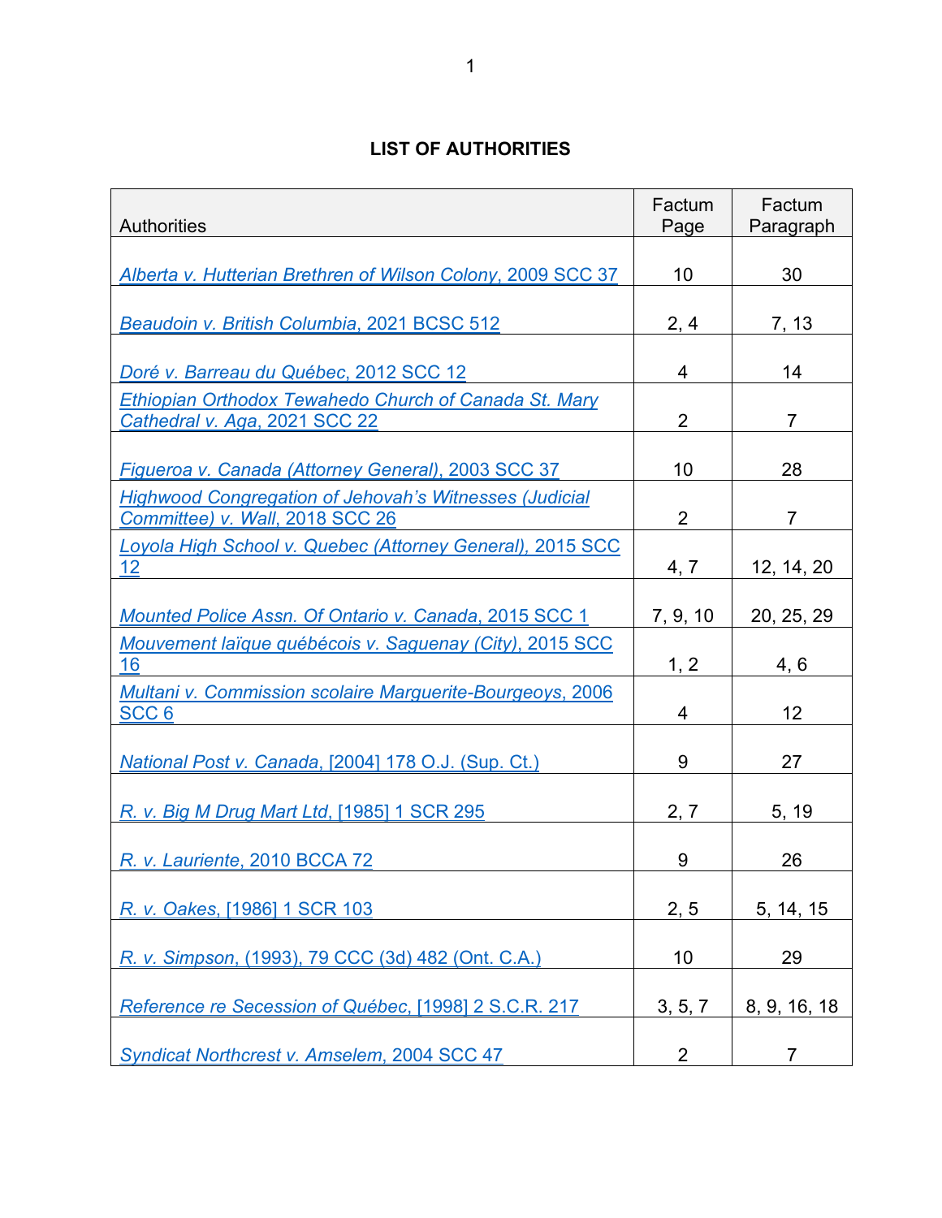# LIST OF AUTHORITIES

| Authorities | Factum Page | Factum Paragraph |
|---|---|---|
| *Alberta v. Hutterian Brethren of Wilson Colony*, 2009 SCC 37 | 10 | 30 |
| *Beaudoin v. British Columbia*, 2021 BCSC 512 | 2, 4 | 7, 13 |
| *Doré v. Barreau du Québec*, 2012 SCC 12 | 4 | 14 |
| *Ethiopian Orthodox Tewahedo Church of Canada St. Mary Cathedral v. Aga*, 2021 SCC 22 | 2 | 7 |
| *Figueroa v. Canada (Attorney General)*, 2003 SCC 37 | 10 | 28 |
| *Highwood Congregation of Jehovah's Witnesses (Judicial Committee) v. Wall*, 2018 SCC 26 | 2 | 7 |
| *Loyola High School v. Quebec (Attorney General)*, 2015 SCC 12 | 4, 7 | 12, 14, 20 |
| *Mounted Police Assn. Of Ontario v. Canada*, 2015 SCC 1 | 7, 9, 10 | 20, 25, 29 |
| *Mouvement laïque québécois v. Saguenay (City)*, 2015 SCC 16 | 1, 2 | 4, 6 |
| *Multani v. Commission scolaire Marguerite-Bourgeoys*, 2006 SCC 6 | 4 | 12 |
| *National Post v. Canada*, [2004] 178 O.J. (Sup. Ct.) | 9 | 27 |
| *R. v. Big M Drug Mart Ltd*, [1985] 1 SCR 295 | 2, 7 | 5, 19 |
| *R. v. Lauriente*, 2010 BCCA 72 | 9 | 26 |
| *R. v. Oakes*, [1986] 1 SCR 103 | 2, 5 | 5, 14, 15 |
| *R. v. Simpson*, (1993), 79 CCC (3d) 482 (Ont. C.A.) | 10 | 29 |
| *Reference re Secession of Québec*, [1998] 2 S.C.R. 217 | 3, 5, 7 | 8, 9, 16, 18 |
| *Syndicat Northcrest v. Amselem*, 2004 SCC 47 | 2 | 7 |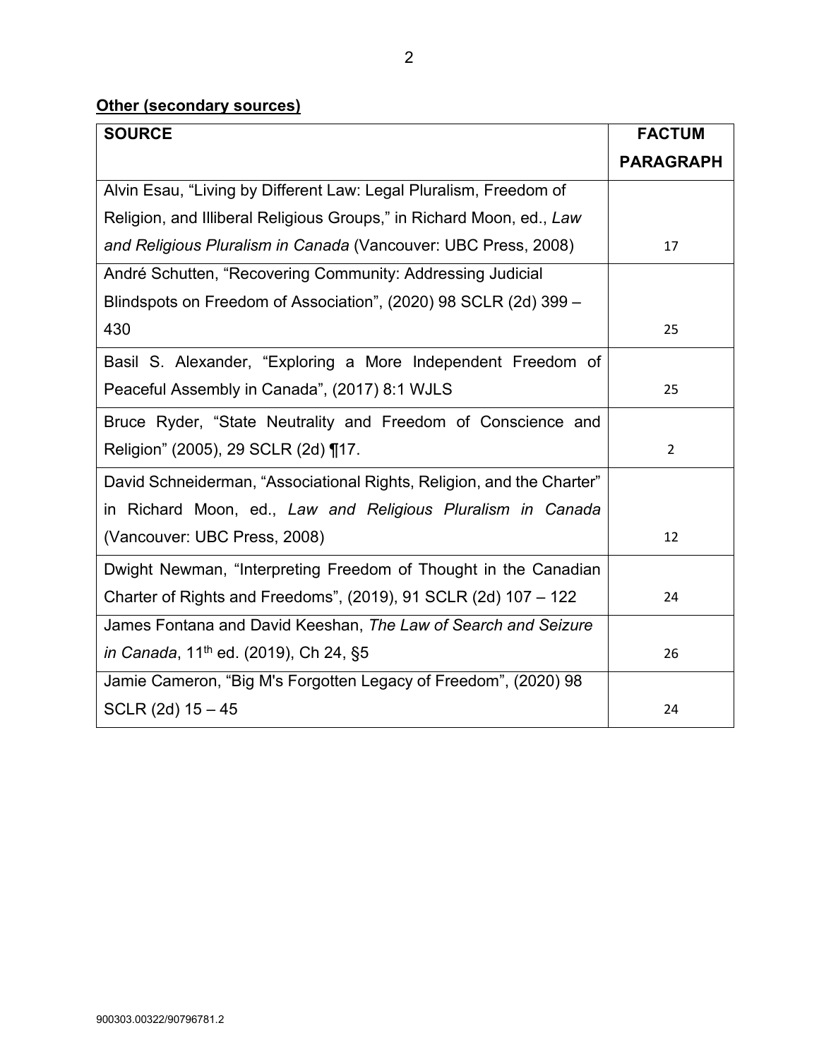**Other (secondary sources)**

| SOURCE | FACTUM PARAGRAPH |
|---|---|
| Alvin Esau, "Living by Different Law: Legal Pluralism, Freedom of Religion, and Illiberal Religious Groups," in Richard Moon, ed., *Law and Religious Pluralism in Canada* (Vancouver: UBC Press, 2008) | 17 |
| André Schutten, "Recovering Community: Addressing Judicial Blindspots on Freedom of Association", (2020) 98 SCLR (2d) 399 – 430 | 25 |
| Basil S. Alexander, "Exploring a More Independent Freedom of Peaceful Assembly in Canada", (2017) 8:1 WJLS | 25 |
| Bruce Ryder, "State Neutrality and Freedom of Conscience and Religion" (2005), 29 SCLR (2d) ¶17. | 2 |
| David Schneiderman, "Associational Rights, Religion, and the Charter" in Richard Moon, ed., *Law and Religious Pluralism in Canada* (Vancouver: UBC Press, 2008) | 12 |
| Dwight Newman, "Interpreting Freedom of Thought in the Canadian Charter of Rights and Freedoms", (2019), 91 SCLR (2d) 107 – 122 | 24 |
| James Fontana and David Keeshan, *The Law of Search and Seizure in Canada*, 11th ed. (2019), Ch 24, §5 | 26 |
| Jamie Cameron, "Big M's Forgotten Legacy of Freedom", (2020) 98 SCLR (2d) 15 – 45 | 24 |

900303.00322/90796781.2